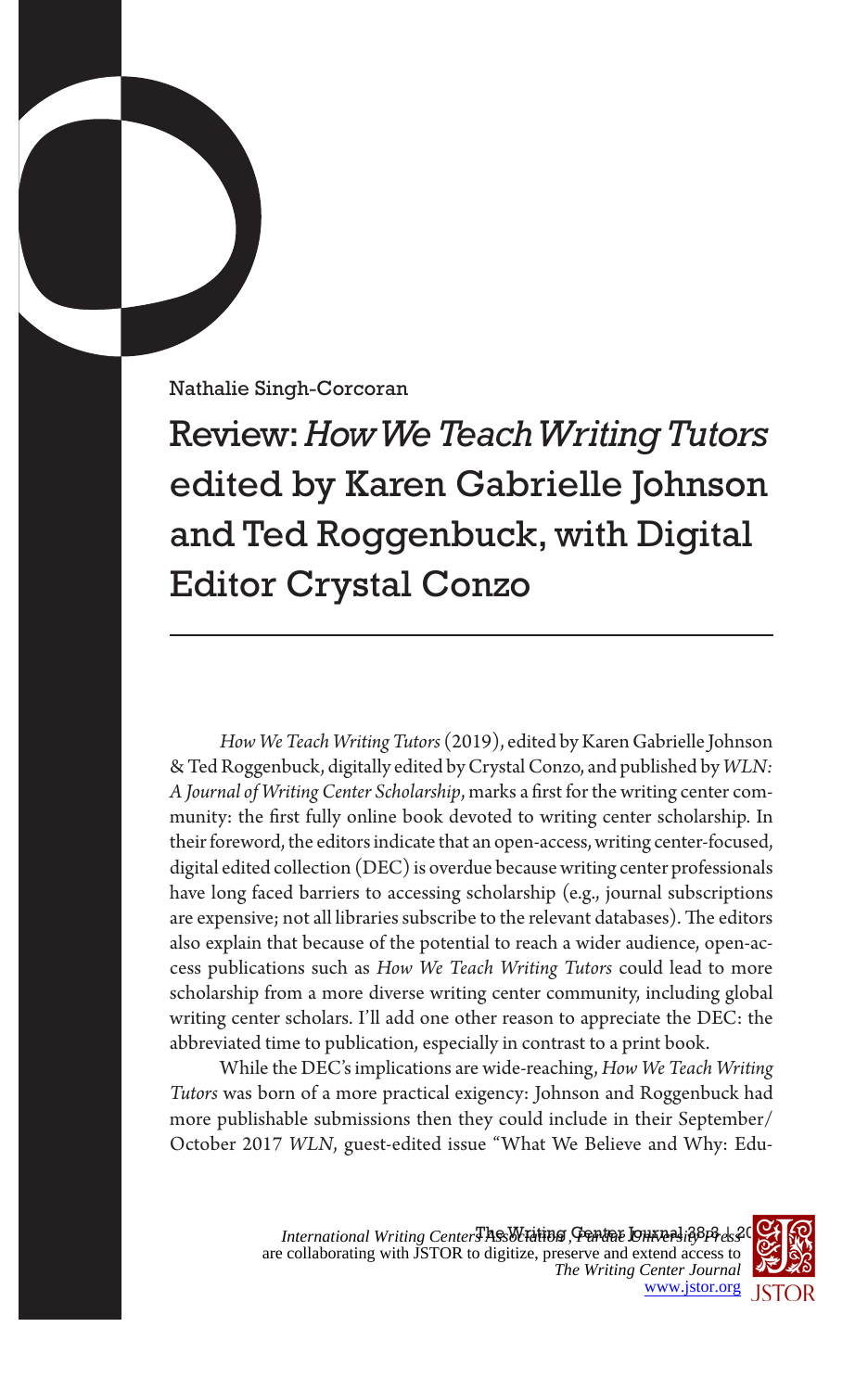Nathalie Singh-Corcoran

# Review: *How We Teach Writing Tutors* edited by Karen Gabrielle Johnson and Ted Roggenbuck, with Digital Editor Crystal Conzo

*How We Teach Writing Tutors* (2019), edited by Karen Gabrielle Johnson & Ted Roggenbuck, digitally edited by Crystal Conzo, and published by *WLN: A Journal of Writing Center Scholarship*, marks a first for the writing center community: the first fully online book devoted to writing center scholarship. In their foreword, the editors indicate that an open-access, writing center-focused, digital edited collection (DEC) is overdue because writing center professionals have long faced barriers to accessing scholarship (e.g., journal subscriptions are expensive; not all libraries subscribe to the relevant databases). The editors also explain that because of the potential to reach a wider audience, open-access publications such as *How We Teach Writing Tutors* could lead to more scholarship from a more diverse writing center community, including global writing center scholars. I'll add one other reason to appreciate the DEC: the abbreviated time to publication, especially in contrast to a print book.

While the DEC's implications are wide-reaching, *How We Teach Writing Tutors* was born of a more practical exigency: Johnson and Roggenbuck had more publishable submissions then they could include in their September/October 2017 *WLN*, guest-edited issue "What We Believe and Why: Edu-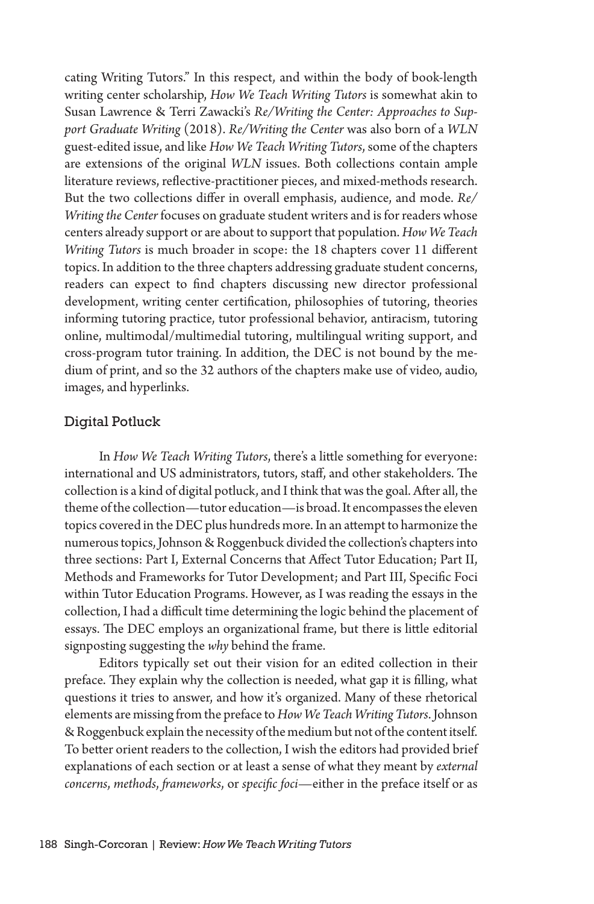cating Writing Tutors." In this respect, and within the body of book-length writing center scholarship, *How We Teach Writing Tutors* is somewhat akin to Susan Lawrence & Terri Zawacki's *Re/Writing the Center: Approaches to Support Graduate Writing* (2018). *Re/Writing the Center* was also born of a *WLN* guest-edited issue, and like *How We Teach Writing Tutors*, some of the chapters are extensions of the original *WLN* issues. Both collections contain ample literature reviews, reflective-practitioner pieces, and mixed-methods research. But the two collections differ in overall emphasis, audience, and mode. *Re/Writing the Center* focuses on graduate student writers and is for readers whose centers already support or are about to support that population. *How We Teach Writing Tutors* is much broader in scope: the 18 chapters cover 11 different topics. In addition to the three chapters addressing graduate student concerns, readers can expect to find chapters discussing new director professional development, writing center certification, philosophies of tutoring, theories informing tutoring practice, tutor professional behavior, antiracism, tutoring online, multimodal/multimedial tutoring, multilingual writing support, and cross-program tutor training. In addition, the DEC is not bound by the medium of print, and so the 32 authors of the chapters make use of video, audio, images, and hyperlinks.

## Digital Potluck

In *How We Teach Writing Tutors*, there's a little something for everyone: international and US administrators, tutors, staff, and other stakeholders. The collection is a kind of digital potluck, and I think that was the goal. After all, the theme of the collection—tutor education—is broad. It encompasses the eleven topics covered in the DEC plus hundreds more. In an attempt to harmonize the numerous topics, Johnson & Roggenbuck divided the collection's chapters into three sections: Part I, External Concerns that Affect Tutor Education; Part II, Methods and Frameworks for Tutor Development; and Part III, Specific Foci within Tutor Education Programs. However, as I was reading the essays in the collection, I had a difficult time determining the logic behind the placement of essays. The DEC employs an organizational frame, but there is little editorial signposting suggesting the *why* behind the frame.

Editors typically set out their vision for an edited collection in their preface. They explain why the collection is needed, what gap it is filling, what questions it tries to answer, and how it's organized. Many of these rhetorical elements are missing from the preface to *How We Teach Writing Tutors*. Johnson & Roggenbuck explain the necessity of the medium but not of the content itself. To better orient readers to the collection, I wish the editors had provided brief explanations of each section or at least a sense of what they meant by *external concerns*, *methods*, *frameworks*, or *specific foci*—either in the preface itself or as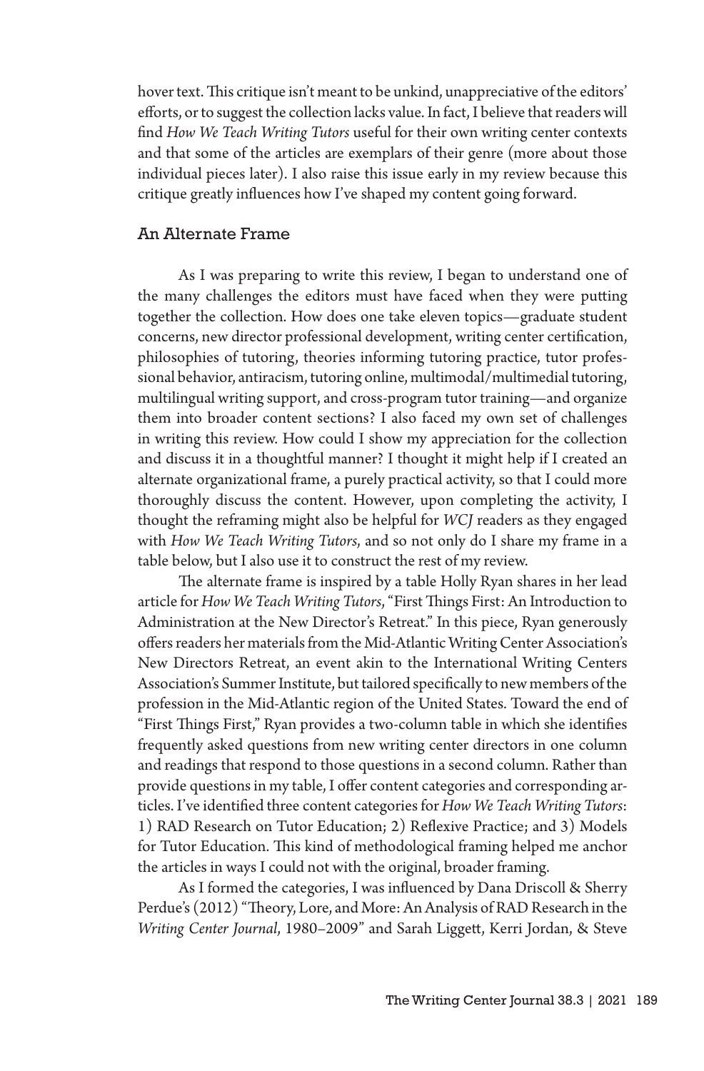hover text. This critique isn't meant to be unkind, unappreciative of the editors' efforts, or to suggest the collection lacks value. In fact, I believe that readers will find *How We Teach Writing Tutors* useful for their own writing center contexts and that some of the articles are exemplars of their genre (more about those individual pieces later). I also raise this issue early in my review because this critique greatly influences how I've shaped my content going forward.

## An Alternate Frame

As I was preparing to write this review, I began to understand one of the many challenges the editors must have faced when they were putting together the collection. How does one take eleven topics—graduate student concerns, new director professional development, writing center certification, philosophies of tutoring, theories informing tutoring practice, tutor professional behavior, antiracism, tutoring online, multimodal/multimedial tutoring, multilingual writing support, and cross-program tutor training—and organize them into broader content sections? I also faced my own set of challenges in writing this review. How could I show my appreciation for the collection and discuss it in a thoughtful manner? I thought it might help if I created an alternate organizational frame, a purely practical activity, so that I could more thoroughly discuss the content. However, upon completing the activity, I thought the reframing might also be helpful for *WCJ* readers as they engaged with *How We Teach Writing Tutors*, and so not only do I share my frame in a table below, but I also use it to construct the rest of my review.

The alternate frame is inspired by a table Holly Ryan shares in her lead article for *How We Teach Writing Tutors*, "First Things First: An Introduction to Administration at the New Director's Retreat." In this piece, Ryan generously offers readers her materials from the Mid-Atlantic Writing Center Association's New Directors Retreat, an event akin to the International Writing Centers Association's Summer Institute, but tailored specifically to new members of the profession in the Mid-Atlantic region of the United States. Toward the end of "First Things First," Ryan provides a two-column table in which she identifies frequently asked questions from new writing center directors in one column and readings that respond to those questions in a second column. Rather than provide questions in my table, I offer content categories and corresponding articles. I've identified three content categories for *How We Teach Writing Tutors*: 1) RAD Research on Tutor Education; 2) Reflexive Practice; and 3) Models for Tutor Education. This kind of methodological framing helped me anchor the articles in ways I could not with the original, broader framing.

As I formed the categories, I was influenced by Dana Driscoll & Sherry Perdue's (2012) "Theory, Lore, and More: An Analysis of RAD Research in the *Writing Center Journal*, 1980–2009" and Sarah Liggett, Kerri Jordan, & Steve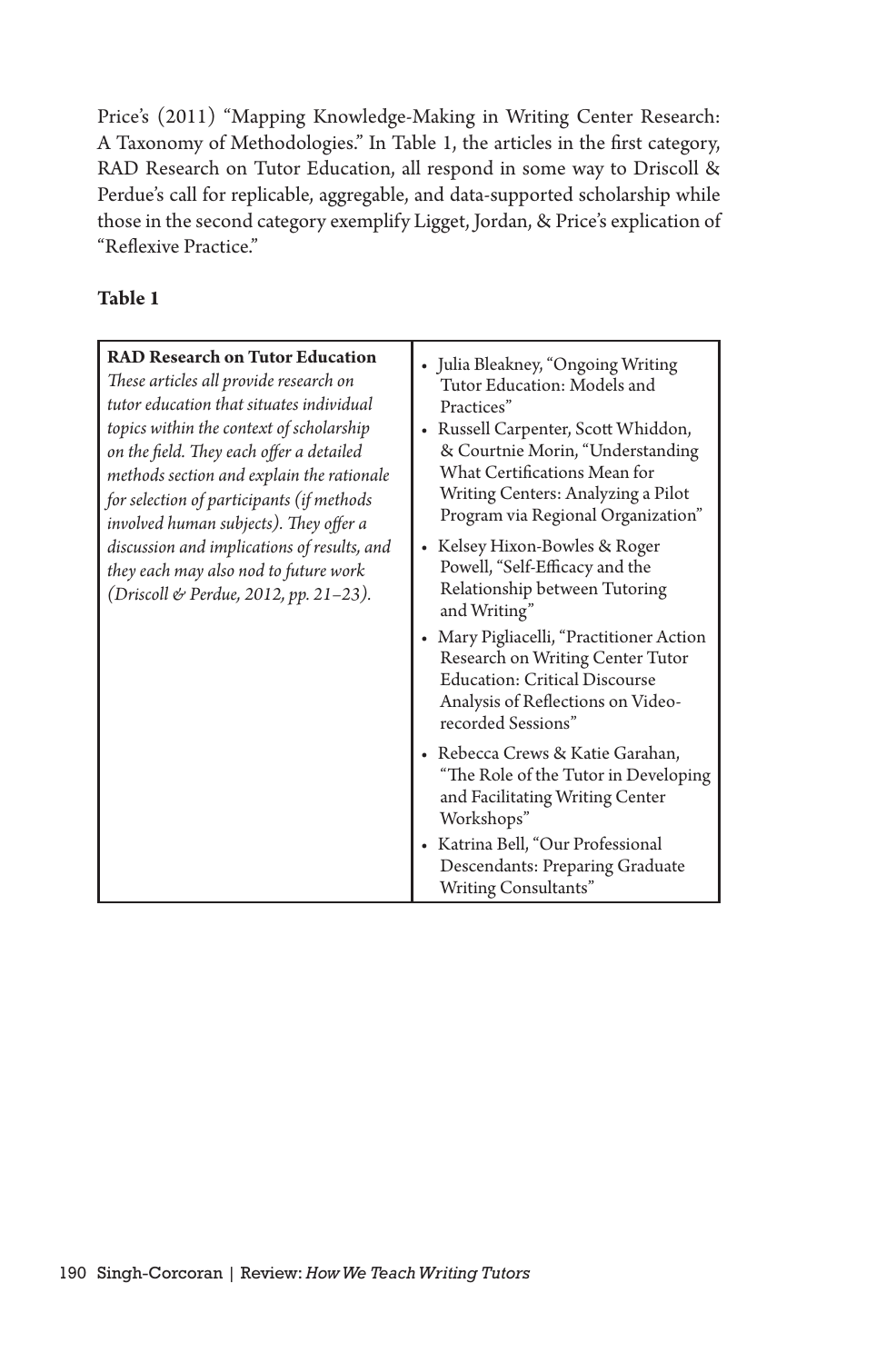Price's (2011) "Mapping Knowledge-Making in Writing Center Research: A Taxonomy of Methodologies." In Table 1, the articles in the first category, RAD Research on Tutor Education, all respond in some way to Driscoll & Perdue's call for replicable, aggregable, and data-supported scholarship while those in the second category exemplify Ligget, Jordan, & Price's explication of "Reflexive Practice."

**Table 1**

| **RAD Research on Tutor Education** *These articles all provide research on tutor education that situates individual topics within the context of scholarship on the field. They each offer a detailed methods section and explain the rationale for selection of participants (if methods involved human subjects). They offer a discussion and implications of results, and they each may also nod to future work (Driscoll & Perdue, 2012, pp. 21–23).* | • Julia Bleakney, "Ongoing Writing Tutor Education: Models and Practices"<br>• Russell Carpenter, Scott Whiddon, & Courtnie Morin, "Understanding What Certifications Mean for Writing Centers: Analyzing a Pilot Program via Regional Organization"<br>• Kelsey Hixon-Bowles & Roger Powell, "Self-Efficacy and the Relationship between Tutoring and Writing"<br>• Mary Pigliacelli, "Practitioner Action Research on Writing Center Tutor Education: Critical Discourse Analysis of Reflections on Video-recorded Sessions"<br>• Rebecca Crews & Katie Garahan, "The Role of the Tutor in Developing and Facilitating Writing Center Workshops"<br>• Katrina Bell, "Our Professional Descendants: Preparing Graduate Writing Consultants" |
|---|---|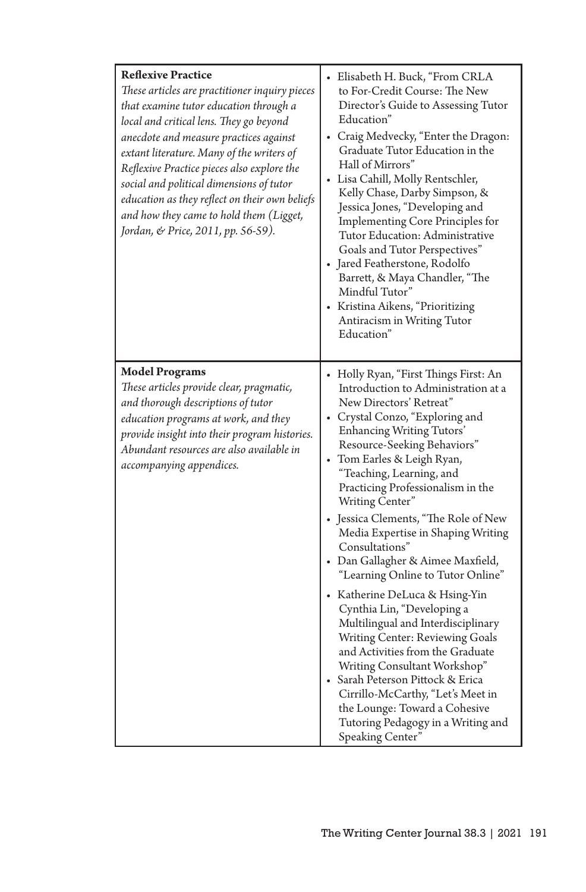| | |
|---|---|
| **Reflexive Practice**<br>*These articles are practitioner inquiry pieces that examine tutor education through a local and critical lens. They go beyond anecdote and measure practices against extant literature. Many of the writers of Reflexive Practice pieces also explore the social and political dimensions of tutor education as they reflect on their own beliefs and how they came to hold them (Ligget, Jordan, & Price, 2011, pp. 56-59).* | • Elisabeth H. Buck, "From CRLA to For-Credit Course: The New Director's Guide to Assessing Tutor Education"<br>• Craig Medvecky, "Enter the Dragon: Graduate Tutor Education in the Hall of Mirrors"<br>• Lisa Cahill, Molly Rentschler, Kelly Chase, Darby Simpson, & Jessica Jones, "Developing and Implementing Core Principles for Tutor Education: Administrative Goals and Tutor Perspectives"<br>• Jared Featherstone, Rodolfo Barrett, & Maya Chandler, "The Mindful Tutor"<br>• Kristina Aikens, "Prioritizing Antiracism in Writing Tutor Education" |
| **Model Programs**<br>*These articles provide clear, pragmatic, and thorough descriptions of tutor education programs at work, and they provide insight into their program histories. Abundant resources are also available in accompanying appendices.* | • Holly Ryan, "First Things First: An Introduction to Administration at a New Directors' Retreat"<br>• Crystal Conzo, "Exploring and Enhancing Writing Tutors' Resource-Seeking Behaviors"<br>• Tom Earles & Leigh Ryan, "Teaching, Learning, and Practicing Professionalism in the Writing Center"<br>• Jessica Clements, "The Role of New Media Expertise in Shaping Writing Consultations"<br>• Dan Gallagher & Aimee Maxfield, "Learning Online to Tutor Online"<br>• Katherine DeLuca & Hsing-Yin Cynthia Lin, "Developing a Multilingual and Interdisciplinary Writing Center: Reviewing Goals and Activities from the Graduate Writing Consultant Workshop"<br>• Sarah Peterson Pittock & Erica Cirrillo-McCarthy, "Let's Meet in the Lounge: Toward a Cohesive Tutoring Pedagogy in a Writing and Speaking Center" |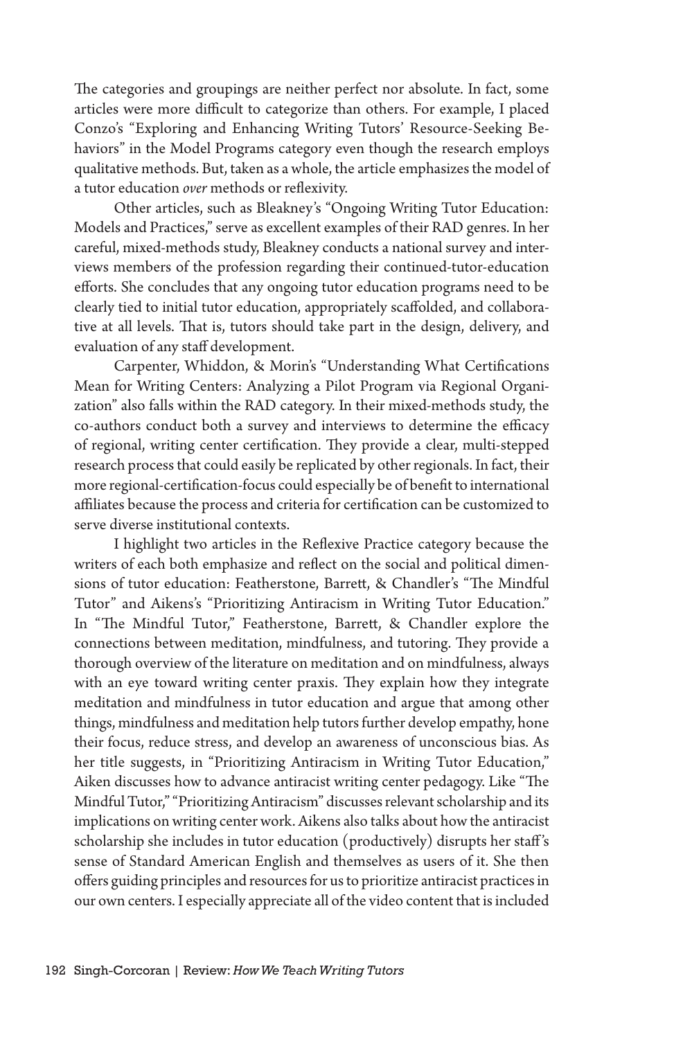The categories and groupings are neither perfect nor absolute. In fact, some articles were more difficult to categorize than others. For example, I placed Conzo's "Exploring and Enhancing Writing Tutors' Resource-Seeking Behaviors" in the Model Programs category even though the research employs qualitative methods. But, taken as a whole, the article emphasizes the model of a tutor education *over* methods or reflexivity.

Other articles, such as Bleakney's "Ongoing Writing Tutor Education: Models and Practices," serve as excellent examples of their RAD genres. In her careful, mixed-methods study, Bleakney conducts a national survey and interviews members of the profession regarding their continued-tutor-education efforts. She concludes that any ongoing tutor education programs need to be clearly tied to initial tutor education, appropriately scaffolded, and collaborative at all levels. That is, tutors should take part in the design, delivery, and evaluation of any staff development.

Carpenter, Whiddon, & Morin's "Understanding What Certifications Mean for Writing Centers: Analyzing a Pilot Program via Regional Organization" also falls within the RAD category. In their mixed-methods study, the co-authors conduct both a survey and interviews to determine the efficacy of regional, writing center certification. They provide a clear, multi-stepped research process that could easily be replicated by other regionals. In fact, their more regional-certification-focus could especially be of benefit to international affiliates because the process and criteria for certification can be customized to serve diverse institutional contexts.

I highlight two articles in the Reflexive Practice category because the writers of each both emphasize and reflect on the social and political dimensions of tutor education: Featherstone, Barrett, & Chandler's "The Mindful Tutor" and Aikens's "Prioritizing Antiracism in Writing Tutor Education." In "The Mindful Tutor," Featherstone, Barrett, & Chandler explore the connections between meditation, mindfulness, and tutoring. They provide a thorough overview of the literature on meditation and on mindfulness, always with an eye toward writing center praxis. They explain how they integrate meditation and mindfulness in tutor education and argue that among other things, mindfulness and meditation help tutors further develop empathy, hone their focus, reduce stress, and develop an awareness of unconscious bias. As her title suggests, in "Prioritizing Antiracism in Writing Tutor Education," Aiken discusses how to advance antiracist writing center pedagogy. Like "The Mindful Tutor," "Prioritizing Antiracism" discusses relevant scholarship and its implications on writing center work. Aikens also talks about how the antiracist scholarship she includes in tutor education (productively) disrupts her staff's sense of Standard American English and themselves as users of it. She then offers guiding principles and resources for us to prioritize antiracist practices in our own centers. I especially appreciate all of the video content that is included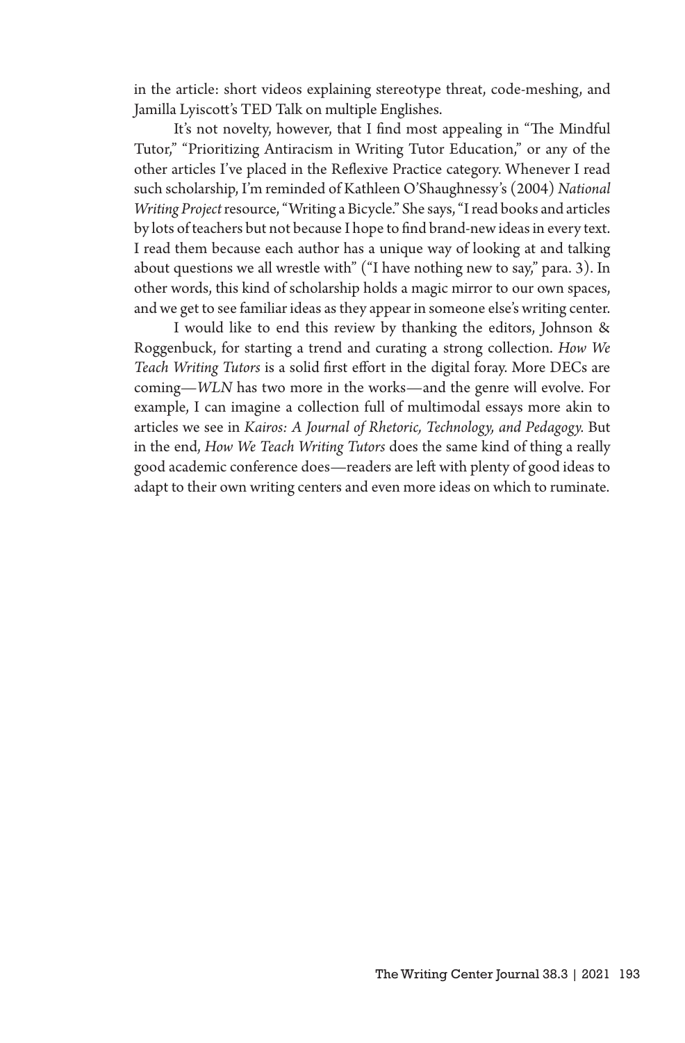in the article: short videos explaining stereotype threat, code-meshing, and Jamilla Lyiscott's TED Talk on multiple Englishes.

It's not novelty, however, that I find most appealing in "The Mindful Tutor," "Prioritizing Antiracism in Writing Tutor Education," or any of the other articles I've placed in the Reflexive Practice category. Whenever I read such scholarship, I'm reminded of Kathleen O'Shaughnessy's (2004) *National Writing Project* resource, "Writing a Bicycle." She says, "I read books and articles by lots of teachers but not because I hope to find brand-new ideas in every text. I read them because each author has a unique way of looking at and talking about questions we all wrestle with" ("I have nothing new to say," para. 3). In other words, this kind of scholarship holds a magic mirror to our own spaces, and we get to see familiar ideas as they appear in someone else's writing center.

I would like to end this review by thanking the editors, Johnson & Roggenbuck, for starting a trend and curating a strong collection. *How We Teach Writing Tutors* is a solid first effort in the digital foray. More DECs are coming—*WLN* has two more in the works—and the genre will evolve. For example, I can imagine a collection full of multimodal essays more akin to articles we see in *Kairos: A Journal of Rhetoric, Technology, and Pedagogy.* But in the end, *How We Teach Writing Tutors* does the same kind of thing a really good academic conference does—readers are left with plenty of good ideas to adapt to their own writing centers and even more ideas on which to ruminate.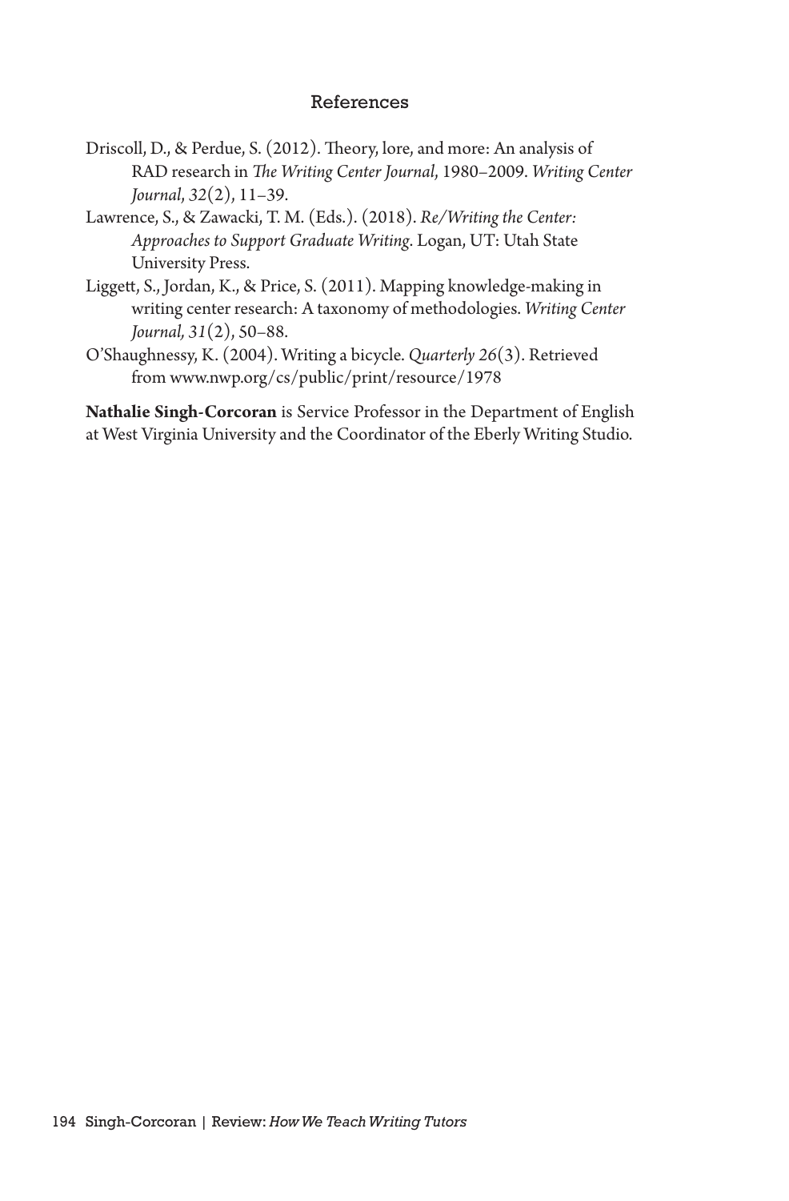## References

Driscoll, D., & Perdue, S. (2012). Theory, lore, and more: An analysis of RAD research in *The Writing Center Journal*, 1980–2009. *Writing Center Journal*, *32*(2), 11–39.

Lawrence, S., & Zawacki, T. M. (Eds.). (2018). *Re/Writing the Center: Approaches to Support Graduate Writing*. Logan, UT: Utah State University Press.

Liggett, S., Jordan, K., & Price, S. (2011). Mapping knowledge-making in writing center research: A taxonomy of methodologies. *Writing Center Journal, 31*(2), 50–88.

O'Shaughnessy, K. (2004). Writing a bicycle. *Quarterly 26*(3). Retrieved from www.nwp.org/cs/public/print/resource/1978

**Nathalie Singh-Corcoran** is Service Professor in the Department of English at West Virginia University and the Coordinator of the Eberly Writing Studio.